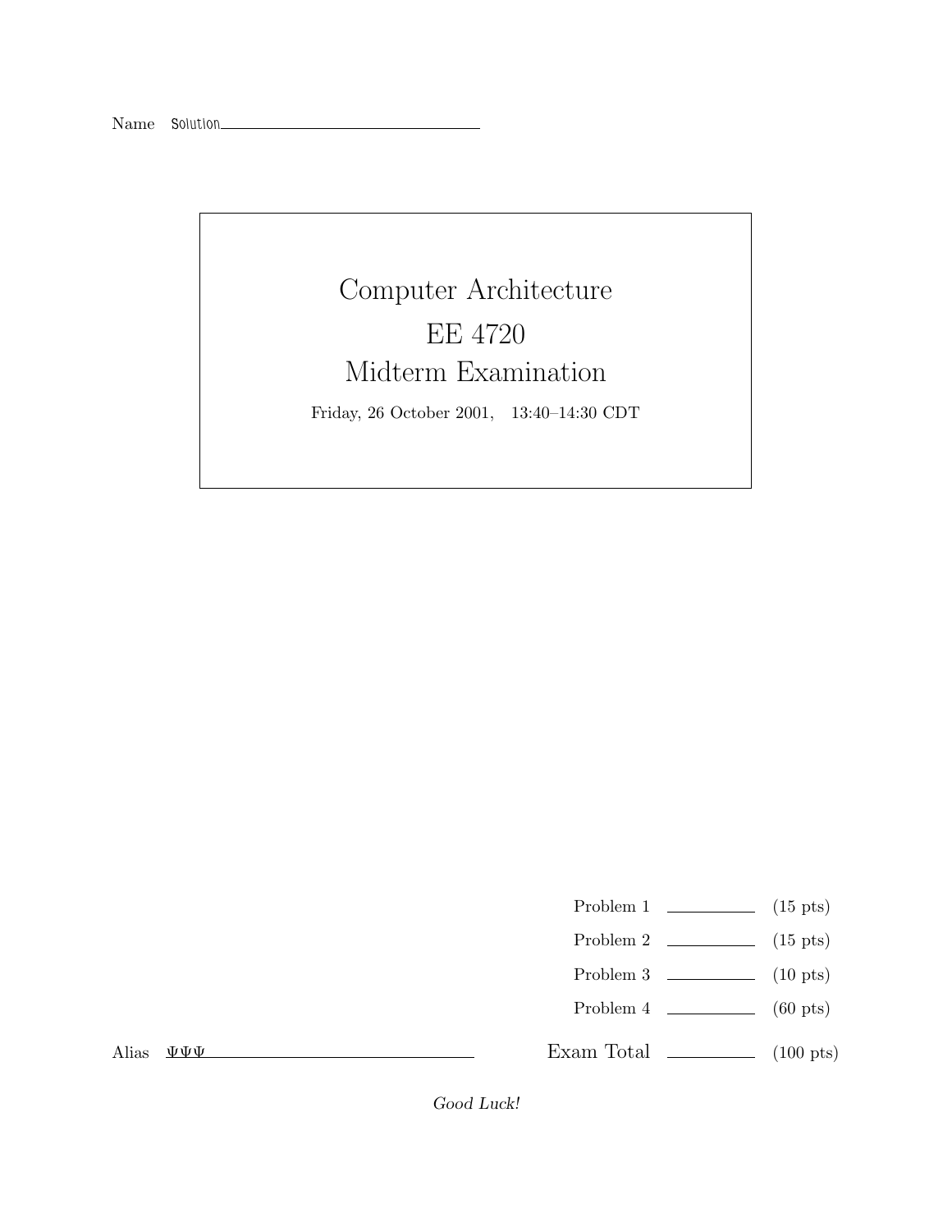Name Solution

# Computer Architecture

# EE 4720

# Midterm Examination

Friday, 26 October 2001, 13:40–14:30 CDT

| | | |
|---|---|---|
| Problem 1 | | (15 pts) |
| Problem 2 | | (15 pts) |
| Problem 3 | | (10 pts) |
| Problem 4 | | (60 pts) |
| Exam Total | | (100 pts) |

Alias ΨΨΨ

*Good Luck!*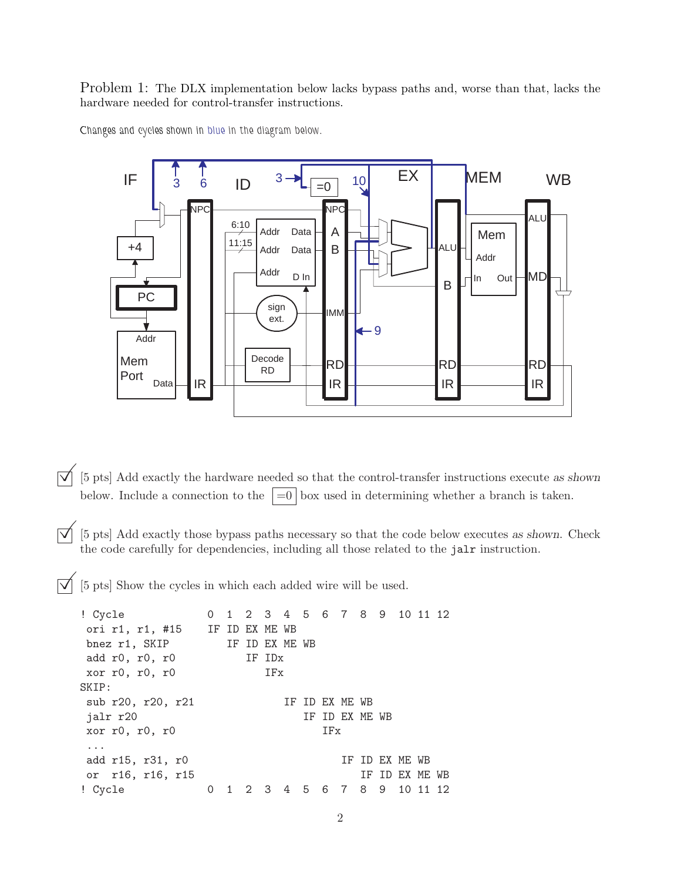Problem 1: The DLX implementation below lacks bypass paths and, worse than that, lacks the hardware needed for control-transfer instructions.

Changes and cycles shown in blue in the diagram below.

☑ [5 pts] Add exactly the hardware needed so that the control-transfer instructions execute *as shown* below. Include a connection to the =0 box used in determining whether a branch is taken.

☑ [5 pts] Add exactly those bypass paths necessary so that the code below executes *as shown*. Check the code carefully for dependencies, including all those related to the `jalr` instruction.

☑ [5 pts] Show the cycles in which each added wire will be used.

```
! Cycle              0  1  2  3  4  5  6  7  8  9  10 11 12
 ori r1, r1, #15     IF ID EX ME WB
 bnez r1, SKIP          IF ID EX ME WB
 add r0, r0, r0            IF IDx
 xor r0, r0, r0               IFx
SKIP:
 sub r20, r20, r21               IF ID EX ME WB
 jalr r20                           IF ID EX ME WB
 xor r0, r0, r0                        IFx
 ...
 add r15, r31, r0                         IF ID EX ME WB
 or  r16, r16, r15                           IF ID EX ME WB
! Cycle              0  1  2  3  4  5  6  7  8  9  10 11 12
```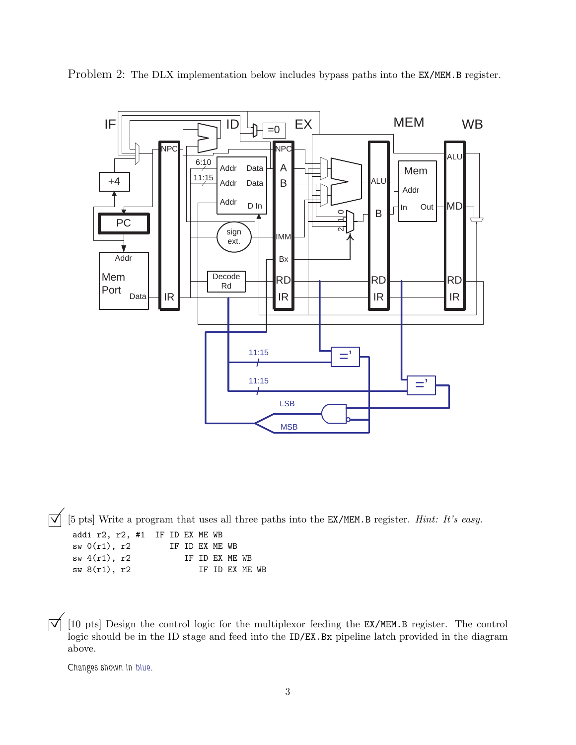Problem 2: The DLX implementation below includes bypass paths into the `EX/MEM.B` register.

☑ [5 pts] Write a program that uses all three paths into the `EX/MEM.B` register. *Hint: It's easy.*

```
addi r2, r2, #1  IF ID EX ME WB
sw 0(r1), r2        IF ID EX ME WB
sw 4(r1), r2           IF ID EX ME WB
sw 8(r1), r2              IF ID EX ME WB
```

☑ [10 pts] Design the control logic for the multiplexor feeding the `EX/MEM.B` register. The control logic should be in the ID stage and feed into the `ID/EX.Bx` pipeline latch provided in the diagram above.

Changes shown in blue.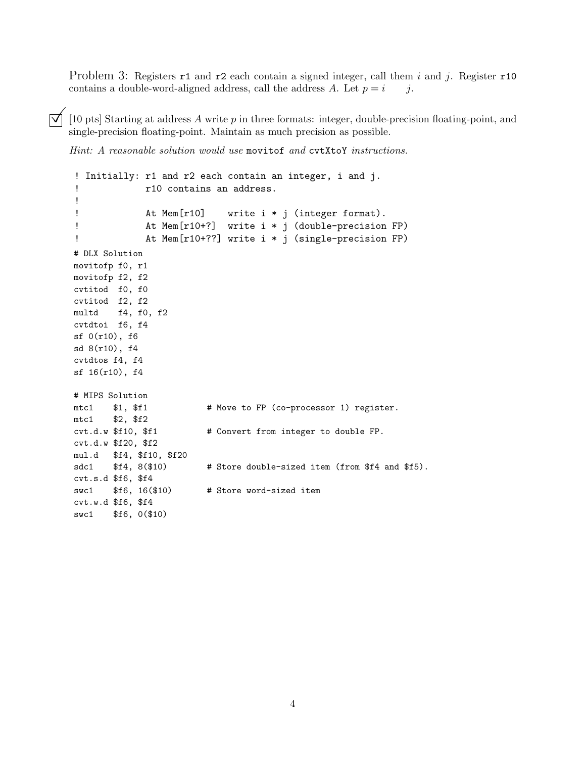Problem 3: Registers `r1` and `r2` each contain a signed integer, call them $i$ and $j$. Register `r10` contains a double-word-aligned address, call the address $A$. Let $p = i \quad j$.

☑ [10 pts] Starting at address $A$ write $p$ in three formats: integer, double-precision floating-point, and single-precision floating-point. Maintain as much precision as possible.

*Hint: A reasonable solution would use* `movitof` *and* `cvtXtoY` *instructions.*

```
! Initially: r1 and r2 each contain an integer, i and j.
!            r10 contains an address.
!
!            At Mem[r10]    write i * j (integer format).
!            At Mem[r10+?]  write i * j (double-precision FP)
!            At Mem[r10+??] write i * j (single-precision FP)
# DLX Solution
movitofp f0, r1
movitofp f2, f2
cvtitod  f0, f0
cvtitod  f2, f2
multd    f4, f0, f2
cvtdtoi  f6, f4
sf 0(r10), f6
sd 8(r10), f4
cvtdtos f4, f4
sf 16(r10), f4

# MIPS Solution
mtc1    $1, $f1            # Move to FP (co-processor 1) register.
mtc1    $2, $f2
cvt.d.w $f10, $f1          # Convert from integer to double FP.
cvt.d.w $f20, $f2
mul.d   $f4, $f10, $f20
sdc1    $f4, 8($10)        # Store double-sized item (from $f4 and $f5).
cvt.s.d $f6, $f4
swc1    $f6, 16($10)       # Store word-sized item
cvt.w.d $f6, $f4
swc1    $f6, 0($10)
```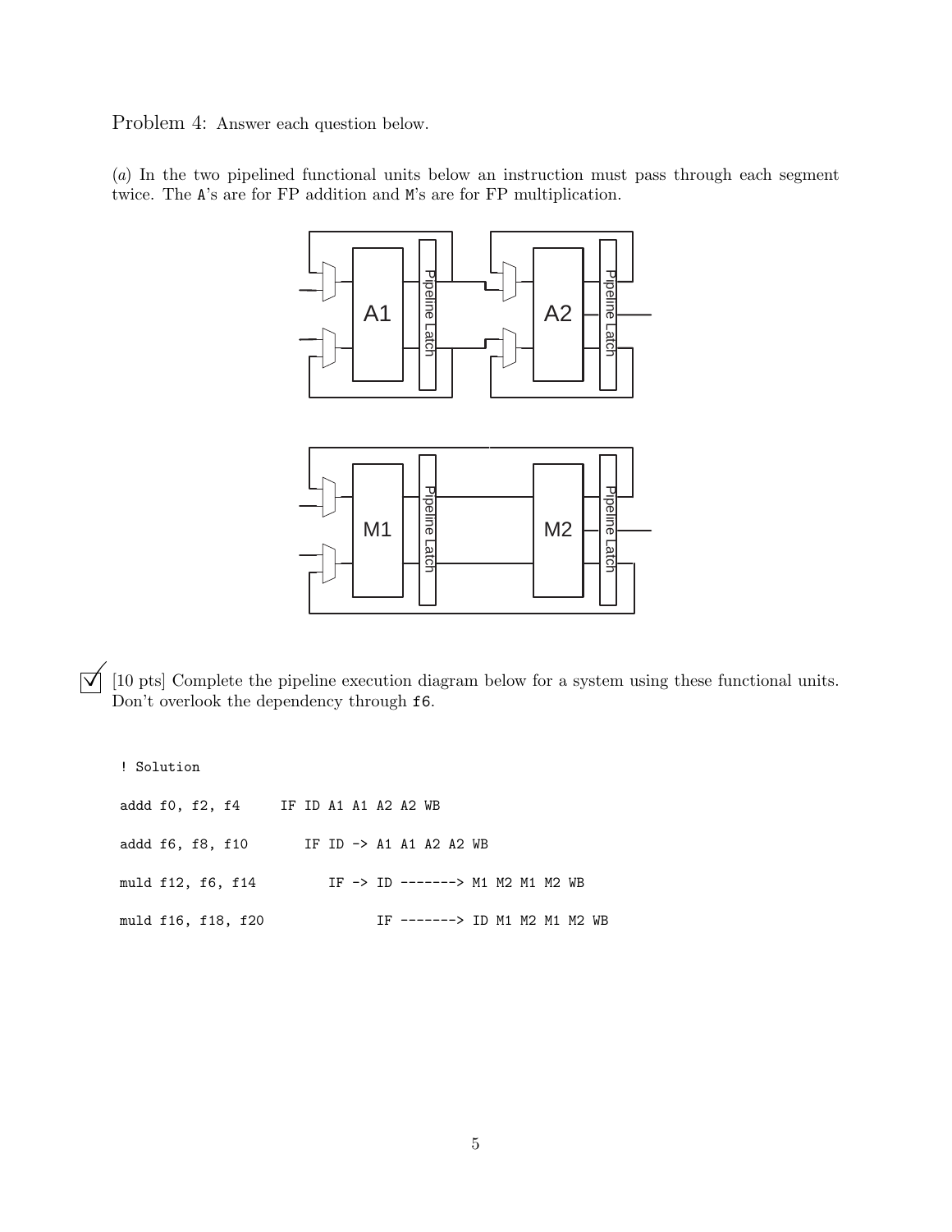Problem 4: Answer each question below.

(*a*) In the two pipelined functional units below an instruction must pass through each segment twice. The A's are for FP addition and M's are for FP multiplication.

☑ [10 pts] Complete the pipeline execution diagram below for a system using these functional units. Don't overlook the dependency through f6.

```
! Solution

addd f0, f2, f4     IF ID A1 A1 A2 A2 WB

addd f6, f8, f10       IF ID -> A1 A1 A2 A2 WB

muld f12, f6, f14         IF -> ID -------> M1 M2 M1 M2 WB

muld f16, f18, f20              IF -------> ID M1 M2 M1 M2 WB
```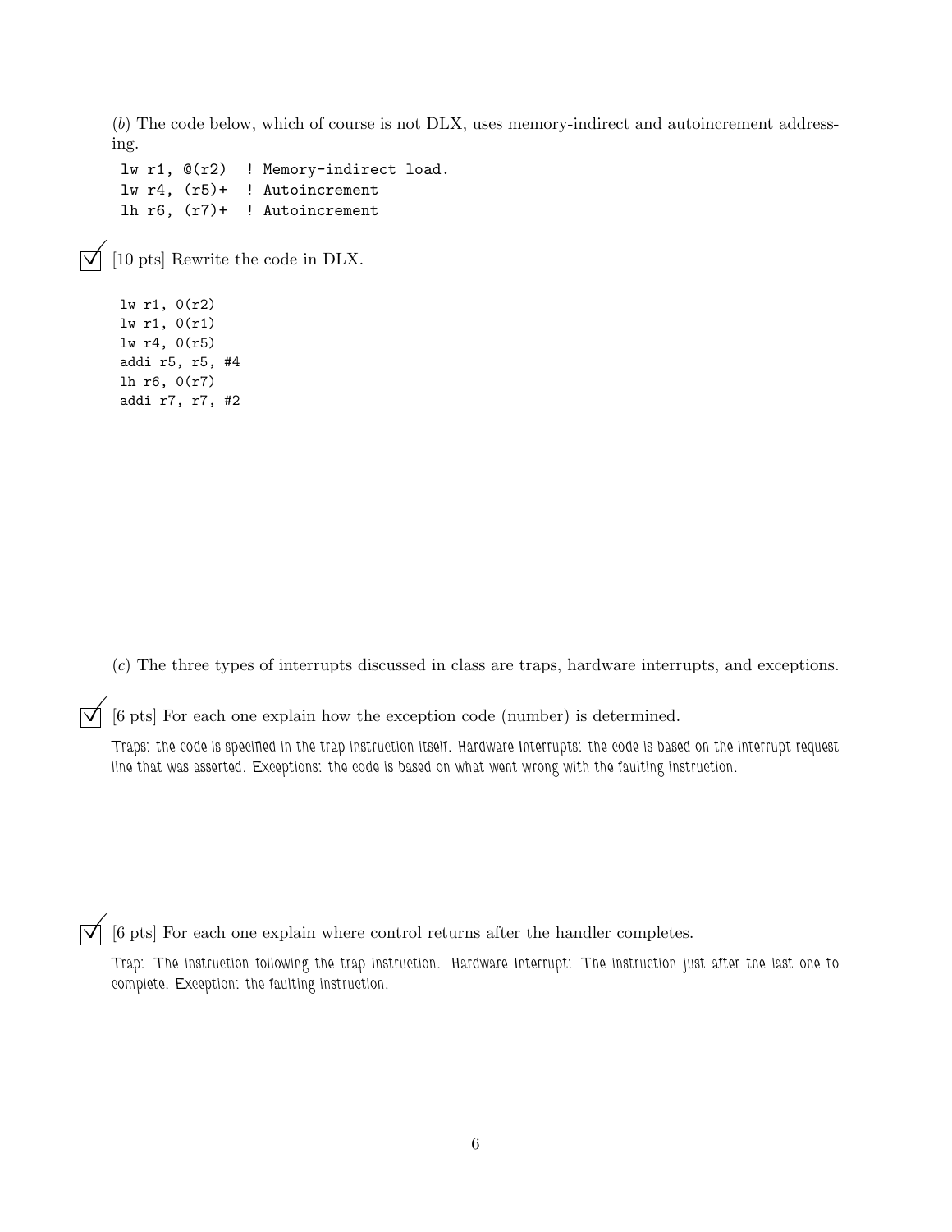(*b*) The code below, which of course is not DLX, uses memory-indirect and autoincrement addressing.

```
lw r1, @(r2)  ! Memory-indirect load.
lw r4, (r5)+  ! Autoincrement
lh r6, (r7)+  ! Autoincrement
```

☑ [10 pts] Rewrite the code in DLX.

```
lw r1, 0(r2)
lw r1, 0(r1)
lw r4, 0(r5)
addi r5, r5, #4
lh r6, 0(r7)
addi r7, r7, #2
```

(*c*) The three types of interrupts discussed in class are traps, hardware interrupts, and exceptions.

☑ [6 pts] For each one explain how the exception code (number) is determined.

Traps: the code is specified in the trap instruction itself. Hardware Interrupts: the code is based on the interrupt request line that was asserted. Exceptions: the code is based on what went wrong with the faulting instruction.

☑ [6 pts] For each one explain where control returns after the handler completes.

Trap: The instruction following the trap instruction. Hardware Interrupt: The instruction just after the last one to complete. Exception: the faulting instruction.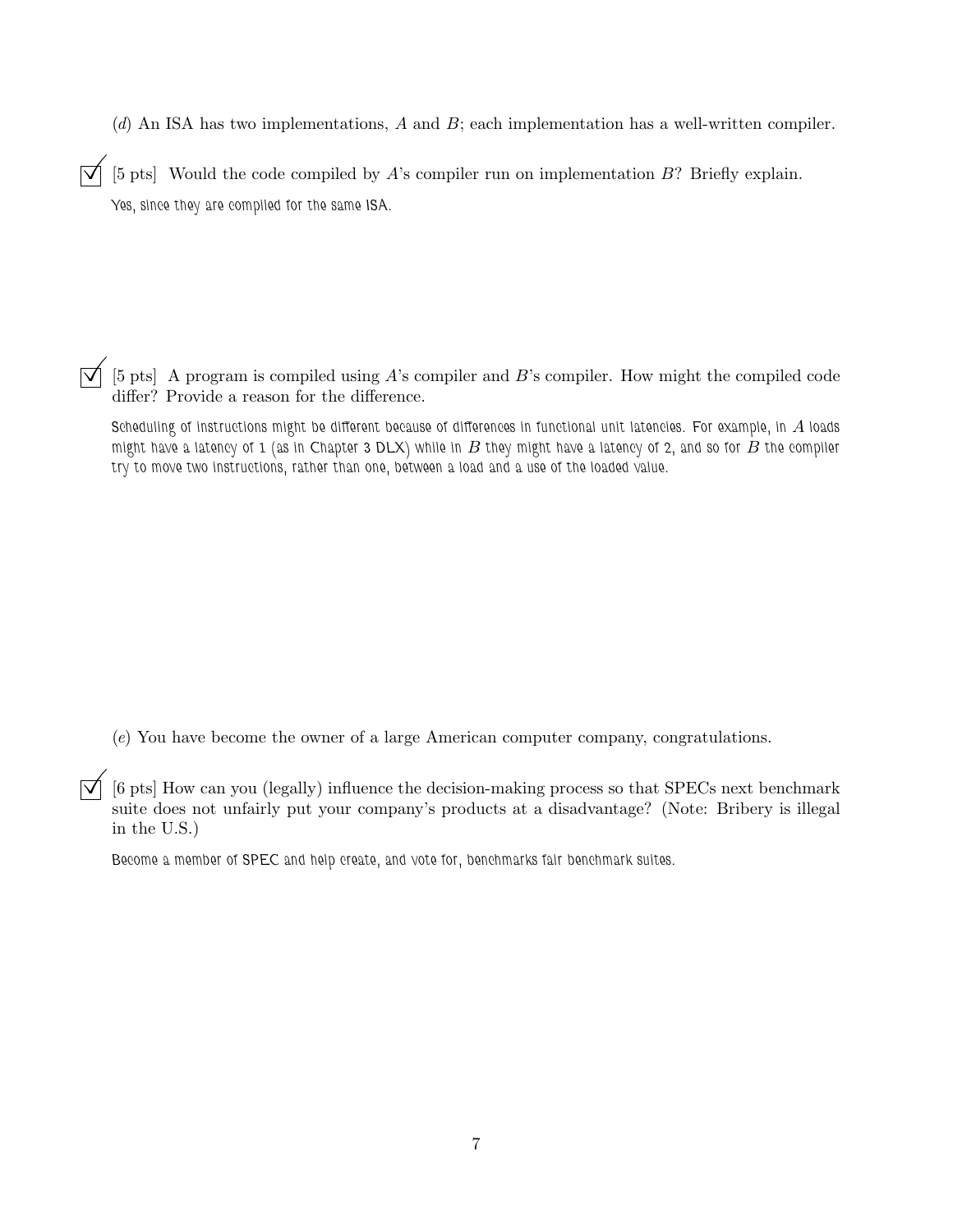(*d*) An ISA has two implementations, $A$ and $B$; each implementation has a well-written compiler.

☑ [5 pts] Would the code compiled by $A$'s compiler run on implementation $B$? Briefly explain.

Yes, since they are compiled for the same ISA.

☑ [5 pts] A program is compiled using $A$'s compiler and $B$'s compiler. How might the compiled code differ? Provide a reason for the difference.

Scheduling of instructions might be different because of differences in functional unit latencies. For example, in $A$ loads might have a latency of 1 (as in Chapter 3 DLX) while in $B$ they might have a latency of 2, and so for $B$ the compiler try to move two instructions, rather than one, between a load and a use of the loaded value.

(*e*) You have become the owner of a large American computer company, congratulations.

☑ [6 pts] How can you (legally) influence the decision-making process so that SPECs next benchmark suite does not unfairly put your company's products at a disadvantage? (Note: Bribery is illegal in the U.S.)

Become a member of SPEC and help create, and vote for, benchmarks fair benchmark suites.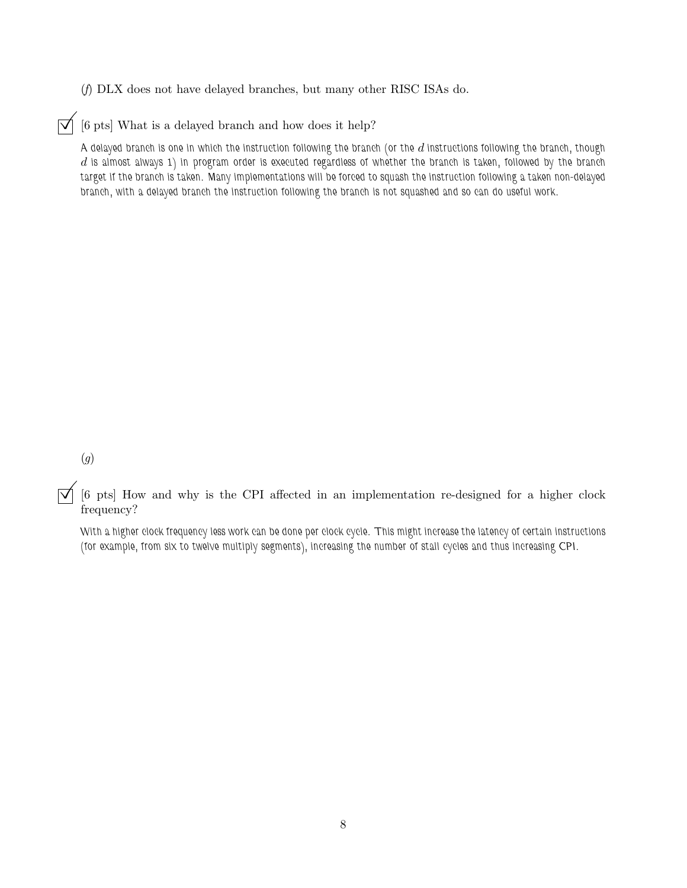(*f*) DLX does not have delayed branches, but many other RISC ISAs do.

☑ [6 pts] What is a delayed branch and how does it help?

A delayed branch is one in which the instruction following the branch (or the $d$ instructions following the branch, though $d$ is almost always 1) in program order is executed regardless of whether the branch is taken, followed by the branch target if the branch is taken. Many implementations will be forced to squash the instruction following a taken non-delayed branch, with a delayed branch the instruction following the branch is not squashed and so can do useful work.

(*g*)

☑ [6 pts] How and why is the CPI affected in an implementation re-designed for a higher clock frequency?

With a higher clock frequency less work can be done per clock cycle. This might increase the latency of certain instructions (for example, from six to twelve multiply segments), increasing the number of stall cycles and thus increasing CPI.